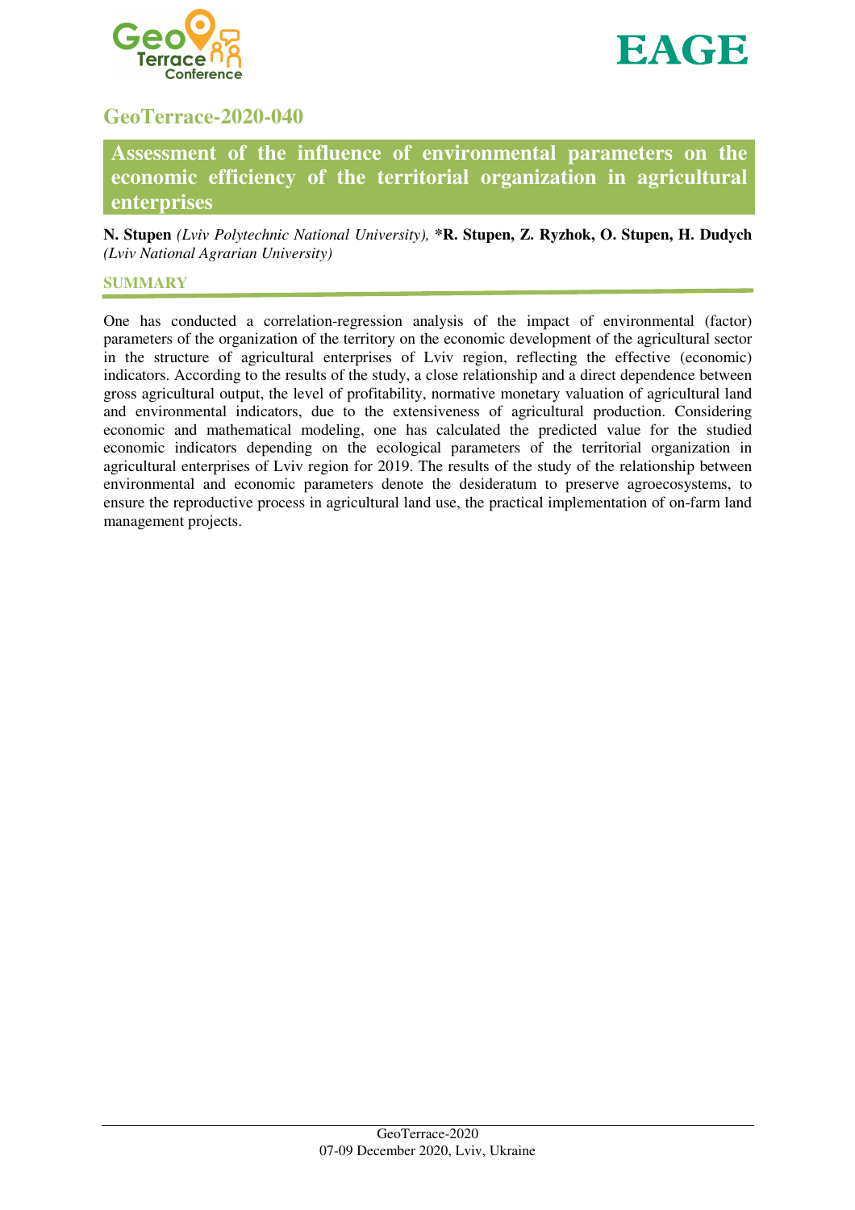# GeoTerrace-2020-040

## Assessment of the influence of environmental parameters on the economic efficiency of the territorial organization in agricultural enterprises

**N. Stupen** *(Lviv Polytechnic National University),* **\*R. Stupen, Z. Ryzhok, O. Stupen, H. Dudych** *(Lviv National Agrarian University)*

### SUMMARY

One has conducted a correlation-regression analysis of the impact of environmental (factor) parameters of the organization of the territory on the economic development of the agricultural sector in the structure of agricultural enterprises of Lviv region, reflecting the effective (economic) indicators. According to the results of the study, a close relationship and a direct dependence between gross agricultural output, the level of profitability, normative monetary valuation of agricultural land and environmental indicators, due to the extensiveness of agricultural production. Considering economic and mathematical modeling, one has calculated the predicted value for the studied economic indicators depending on the ecological parameters of the territorial organization in agricultural enterprises of Lviv region for 2019. The results of the study of the relationship between environmental and economic parameters denote the desideratum to preserve agroecosystems, to ensure the reproductive process in agricultural land use, the practical implementation of on-farm land management projects.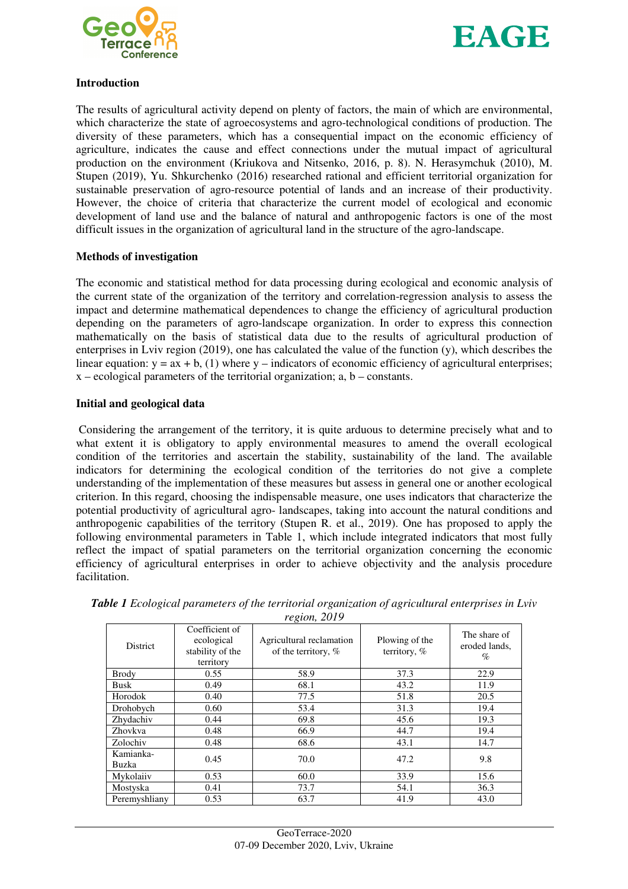## Introduction

The results of agricultural activity depend on plenty of factors, the main of which are environmental, which characterize the state of agroecosystems and agro-technological conditions of production. The diversity of these parameters, which has a consequential impact on the economic efficiency of agriculture, indicates the cause and effect connections under the mutual impact of agricultural production on the environment (Kriukova and Nitsenko, 2016, p. 8). N. Herasymchuk (2010), M. Stupen (2019), Yu. Shkurchenko (2016) researched rational and efficient territorial organization for sustainable preservation of agro-resource potential of lands and an increase of their productivity. However, the choice of criteria that characterize the current model of ecological and economic development of land use and the balance of natural and anthropogenic factors is one of the most difficult issues in the organization of agricultural land in the structure of the agro-landscape.

## Methods of investigation

The economic and statistical method for data processing during ecological and economic analysis of the current state of the organization of the territory and correlation-regression analysis to assess the impact and determine mathematical dependences to change the efficiency of agricultural production depending on the parameters of agro-landscape organization. In order to express this connection mathematically on the basis of statistical data due to the results of agricultural production of enterprises in Lviv region (2019), one has calculated the value of the function (y), which describes the linear equation: $y = ax + b$, (1) where y – indicators of economic efficiency of agricultural enterprises; x – ecological parameters of the territorial organization; a, b – constants.

## Initial and geological data

Considering the arrangement of the territory, it is quite arduous to determine precisely what and to what extent it is obligatory to apply environmental measures to amend the overall ecological condition of the territories and ascertain the stability, sustainability of the land. The available indicators for determining the ecological condition of the territories do not give a complete understanding of the implementation of these measures but assess in general one or another ecological criterion. In this regard, choosing the indispensable measure, one uses indicators that characterize the potential productivity of agricultural agro- landscapes, taking into account the natural conditions and anthropogenic capabilities of the territory (Stupen R. et al., 2019). One has proposed to apply the following environmental parameters in Table 1, which include integrated indicators that most fully reflect the impact of spatial parameters on the territorial organization concerning the economic efficiency of agricultural enterprises in order to achieve objectivity and the analysis procedure facilitation.

***Table 1*** *Ecological parameters of the territorial organization of agricultural enterprises in Lviv region, 2019*

| District | Coefficient of ecological stability of the territory | Agricultural reclamation of the territory, % | Plowing of the territory, % | The share of eroded lands, % |
|---|---|---|---|---|
| Brody | 0.55 | 58.9 | 37.3 | 22.9 |
| Busk | 0.49 | 68.1 | 43.2 | 11.9 |
| Horodok | 0.40 | 77.5 | 51.8 | 20.5 |
| Drohobych | 0.60 | 53.4 | 31.3 | 19.4 |
| Zhydachiv | 0.44 | 69.8 | 45.6 | 19.3 |
| Zhovkva | 0.48 | 66.9 | 44.7 | 19.4 |
| Zolochiv | 0.48 | 68.6 | 43.1 | 14.7 |
| Kamianka-Buzka | 0.45 | 70.0 | 47.2 | 9.8 |
| Mykolaiiv | 0.53 | 60.0 | 33.9 | 15.6 |
| Mostyska | 0.41 | 73.7 | 54.1 | 36.3 |
| Peremyshliany | 0.53 | 63.7 | 41.9 | 43.0 |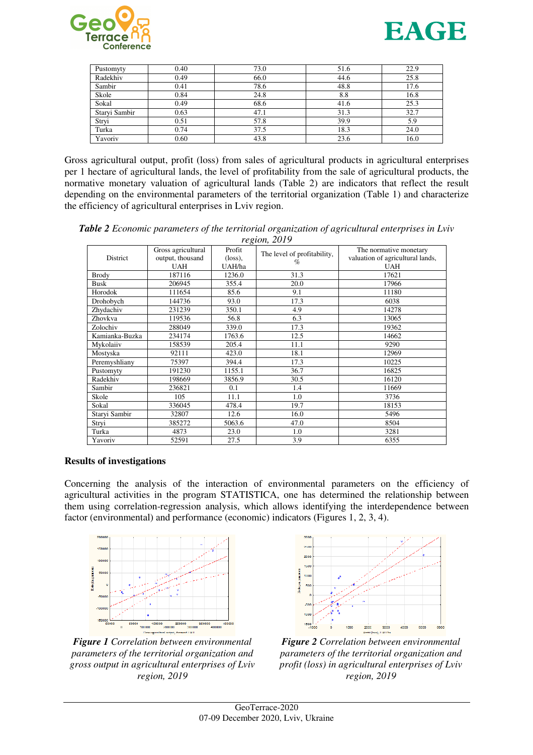| Pustomyty | 0.40 | 73.0 | 51.6 | 22.9 |
|---|---|---|---|---|
| Radekhiv | 0.49 | 66.0 | 44.6 | 25.8 |
| Sambir | 0.41 | 78.6 | 48.8 | 17.6 |
| Skole | 0.84 | 24.8 | 8.8 | 16.8 |
| Sokal | 0.49 | 68.6 | 41.6 | 25.3 |
| Staryi Sambir | 0.63 | 47.1 | 31.3 | 32.7 |
| Stryi | 0.51 | 57.8 | 39.9 | 5.9 |
| Turka | 0.74 | 37.5 | 18.3 | 24.0 |
| Yavoriv | 0.60 | 43.8 | 23.6 | 16.0 |

Gross agricultural output, profit (loss) from sales of agricultural products in agricultural enterprises per 1 hectare of agricultural lands, the level of profitability from the sale of agricultural products, the normative monetary valuation of agricultural lands (Table 2) are indicators that reflect the result depending on the environmental parameters of the territorial organization (Table 1) and characterize the efficiency of agricultural enterprises in Lviv region.

***Table 2*** *Economic parameters of the territorial organization of agricultural enterprises in Lviv region, 2019*

| District | Gross agricultural output, thousand UAH | Profit (loss), UAH/ha | The level of profitability, % | The normative monetary valuation of agricultural lands, UAH |
|---|---|---|---|---|
| Brody | 187116 | 1236.0 | 31.3 | 17621 |
| Busk | 206945 | 355.4 | 20.0 | 17966 |
| Horodok | 111654 | 85.6 | 9.1 | 11180 |
| Drohobych | 144736 | 93.0 | 17.3 | 6038 |
| Zhydachiv | 231239 | 350.1 | 4.9 | 14278 |
| Zhovkva | 119536 | 56.8 | 6.3 | 13065 |
| Zolochiv | 288049 | 339.0 | 17.3 | 19362 |
| Kamianka-Buzka | 234174 | 1763.6 | 12.5 | 14662 |
| Mykolaiiv | 158539 | 205.4 | 11.1 | 9290 |
| Mostyska | 92111 | 423.0 | 18.1 | 12969 |
| Peremyshliany | 75397 | 394.4 | 17.3 | 10225 |
| Pustomyty | 191230 | 1155.1 | 36.7 | 16825 |
| Radekhiv | 198669 | 3856.9 | 30.5 | 16120 |
| Sambir | 236821 | 0.1 | 1.4 | 11669 |
| Skole | 105 | 11.1 | 1.0 | 3736 |
| Sokal | 336045 | 478.4 | 19.7 | 18153 |
| Staryi Sambir | 32807 | 12.6 | 16.0 | 5496 |
| Stryi | 385272 | 5063.6 | 47.0 | 8504 |
| Turka | 4873 | 23.0 | 1.0 | 3281 |
| Yavoriv | 52591 | 27.5 | 3.9 | 6355 |

## Results of investigations

Concerning the analysis of the interaction of environmental parameters on the efficiency of agricultural activities in the program STATISTICA, one has determined the relationship between them using correlation-regression analysis, which allows identifying the interdependence between factor (environmental) and performance (economic) indicators (Figures 1, 2, 3, 4).

***Figure 1*** *Correlation between environmental parameters of the territorial organization and gross output in agricultural enterprises of Lviv region, 2019*

***Figure 2*** *Correlation between environmental parameters of the territorial organization and profit (loss) in agricultural enterprises of Lviv region, 2019*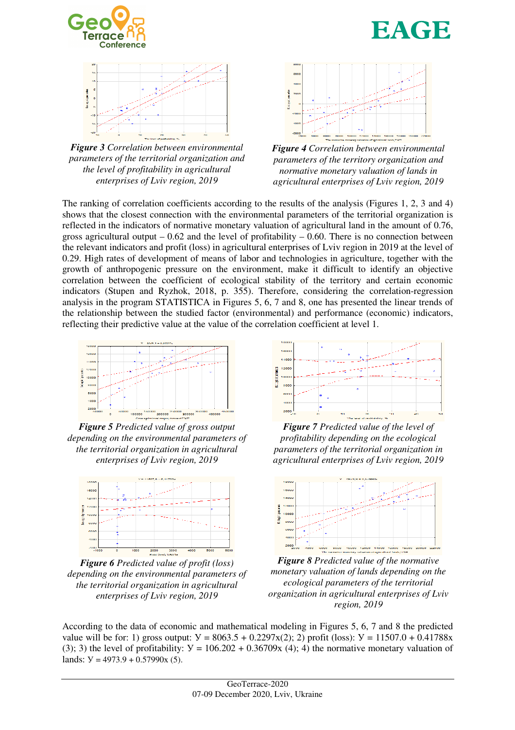***Figure 3*** *Correlation between environmental parameters of the territorial organization and the level of profitability in agricultural enterprises of Lviv region, 2019*

***Figure 4*** *Correlation between environmental parameters of the territory organization and normative monetary valuation of lands in agricultural enterprises of Lviv region, 2019*

The ranking of correlation coefficients according to the results of the analysis (Figures 1, 2, 3 and 4) shows that the closest connection with the environmental parameters of the territorial organization is reflected in the indicators of normative monetary valuation of agricultural land in the amount of 0.76, gross agricultural output – 0.62 and the level of profitability – 0.60. There is no connection between the relevant indicators and profit (loss) in agricultural enterprises of Lviv region in 2019 at the level of 0.29. High rates of development of means of labor and technologies in agriculture, together with the growth of anthropogenic pressure on the environment, make it difficult to identify an objective correlation between the coefficient of ecological stability of the territory and certain economic indicators (Stupen and Ryzhok, 2018, p. 355). Therefore, considering the correlation-regression analysis in the program STATISTICA in Figures 5, 6, 7 and 8, one has presented the linear trends of the relationship between the studied factor (environmental) and performance (economic) indicators, reflecting their predictive value at the value of the correlation coefficient at level 1.

***Figure 5*** *Predicted value of gross output depending on the environmental parameters of the territorial organization in agricultural enterprises of Lviv region, 2019*

***Figure 7*** *Predicted value of the level of profitability depending on the ecological parameters of the territorial organization in agricultural enterprises of Lviv region, 2019*

***Figure 6*** *Predicted value of profit (loss) depending on the environmental parameters of the territorial organization in agricultural enterprises of Lviv region, 2019*

***Figure 8*** *Predicted value of the normative monetary valuation of lands depending on the ecological parameters of the territorial organization in agricultural enterprises of Lviv region, 2019*

According to the data of economic and mathematical modeling in Figures 5, 6, 7 and 8 the predicted value will be for: 1) gross output: $Y = 8063.5 + 0.2297x$ (2); 2) profit (loss): $Y = 11507.0 + 0.41788x$ (3); 3) the level of profitability: $Y = 106.202 + 0.36709x$ (4); 4) the normative monetary valuation of lands: $Y = 4973.9 + 0.57990x$ (5).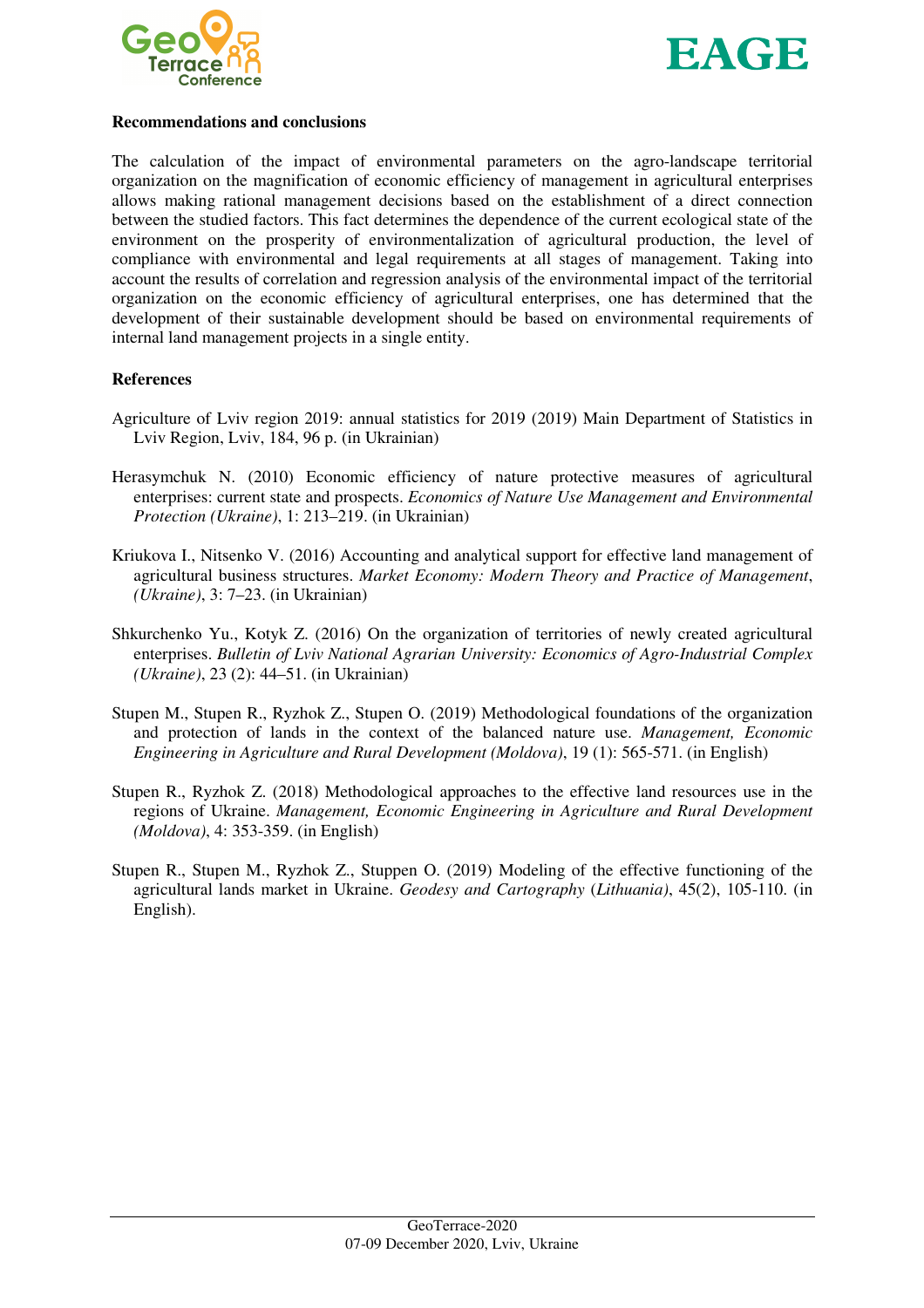### Recommendations and conclusions

The calculation of the impact of environmental parameters on the agro-landscape territorial organization on the magnification of economic efficiency of management in agricultural enterprises allows making rational management decisions based on the establishment of a direct connection between the studied factors. This fact determines the dependence of the current ecological state of the environment on the prosperity of environmentalization of agricultural production, the level of compliance with environmental and legal requirements at all stages of management. Taking into account the results of correlation and regression analysis of the environmental impact of the territorial organization on the economic efficiency of agricultural enterprises, one has determined that the development of their sustainable development should be based on environmental requirements of internal land management projects in a single entity.

### References

Agriculture of Lviv region 2019: annual statistics for 2019 (2019) Main Department of Statistics in Lviv Region, Lviv, 184, 96 p. (in Ukrainian)

Herasymchuk N. (2010) Economic efficiency of nature protective measures of agricultural enterprises: current state and prospects. *Economics of Nature Use Management and Environmental Protection (Ukraine)*, 1: 213–219. (in Ukrainian)

Kriukova I., Nitsenko V. (2016) Accounting and analytical support for effective land management of agricultural business structures. *Market Economy: Modern Theory and Practice of Management, (Ukraine)*, 3: 7–23. (in Ukrainian)

Shkurchenko Yu., Kotyk Z. (2016) On the organization of territories of newly created agricultural enterprises. *Bulletin of Lviv National Agrarian University: Economics of Agro-Industrial Complex (Ukraine)*, 23 (2): 44–51. (in Ukrainian)

Stupen M., Stupen R., Ryzhok Z., Stupen O. (2019) Methodological foundations of the organization and protection of lands in the context of the balanced nature use. *Management, Economic Engineering in Agriculture and Rural Development (Moldova)*, 19 (1): 565-571. (in English)

Stupen R., Ryzhok Z. (2018) Methodological approaches to the effective land resources use in the regions of Ukraine. *Management, Economic Engineering in Agriculture and Rural Development (Moldova)*, 4: 353-359. (in English)

Stupen R., Stupen M., Ryzhok Z., Stuppen O. (2019) Modeling of the effective functioning of the agricultural lands market in Ukraine. *Geodesy and Cartography* (*Lithuania*), 45(2), 105-110. (in English).